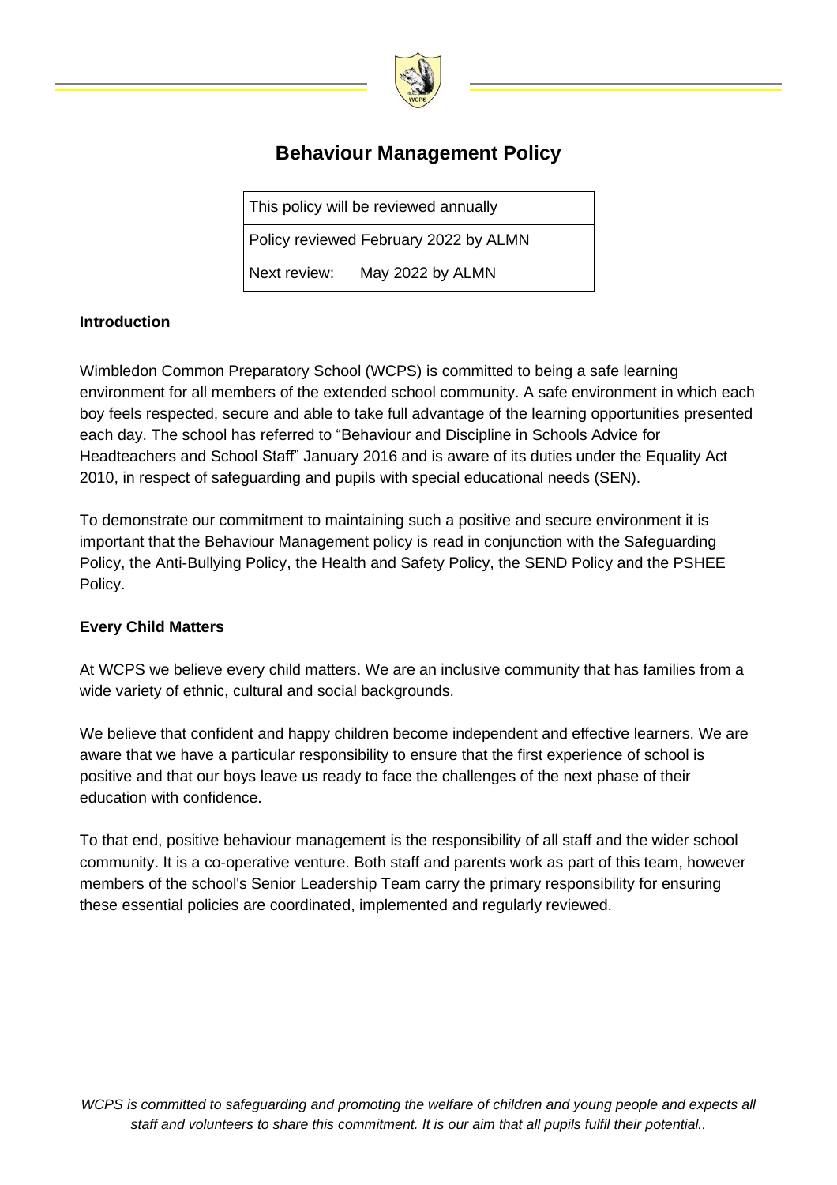# Behaviour Management Policy

| This policy will be reviewed annually |
|---|
| Policy reviewed February 2022 by ALMN |
| Next review: May 2022 by ALMN |

### Introduction

Wimbledon Common Preparatory School (WCPS) is committed to being a safe learning environment for all members of the extended school community. A safe environment in which each boy feels respected, secure and able to take full advantage of the learning opportunities presented each day. The school has referred to "Behaviour and Discipline in Schools Advice for Headteachers and School Staff" January 2016 and is aware of its duties under the Equality Act 2010, in respect of safeguarding and pupils with special educational needs (SEN).

To demonstrate our commitment to maintaining such a positive and secure environment it is important that the Behaviour Management policy is read in conjunction with the Safeguarding Policy, the Anti-Bullying Policy, the Health and Safety Policy, the SEND Policy and the PSHEE Policy.

### Every Child Matters

At WCPS we believe every child matters. We are an inclusive community that has families from a wide variety of ethnic, cultural and social backgrounds.

We believe that confident and happy children become independent and effective learners. We are aware that we have a particular responsibility to ensure that the first experience of school is positive and that our boys leave us ready to face the challenges of the next phase of their education with confidence.

To that end, positive behaviour management is the responsibility of all staff and the wider school community. It is a co-operative venture. Both staff and parents work as part of this team, however members of the school's Senior Leadership Team carry the primary responsibility for ensuring these essential policies are coordinated, implemented and regularly reviewed.

*WCPS is committed to safeguarding and promoting the welfare of children and young people and expects all staff and volunteers to share this commitment. It is our aim that all pupils fulfil their potential..*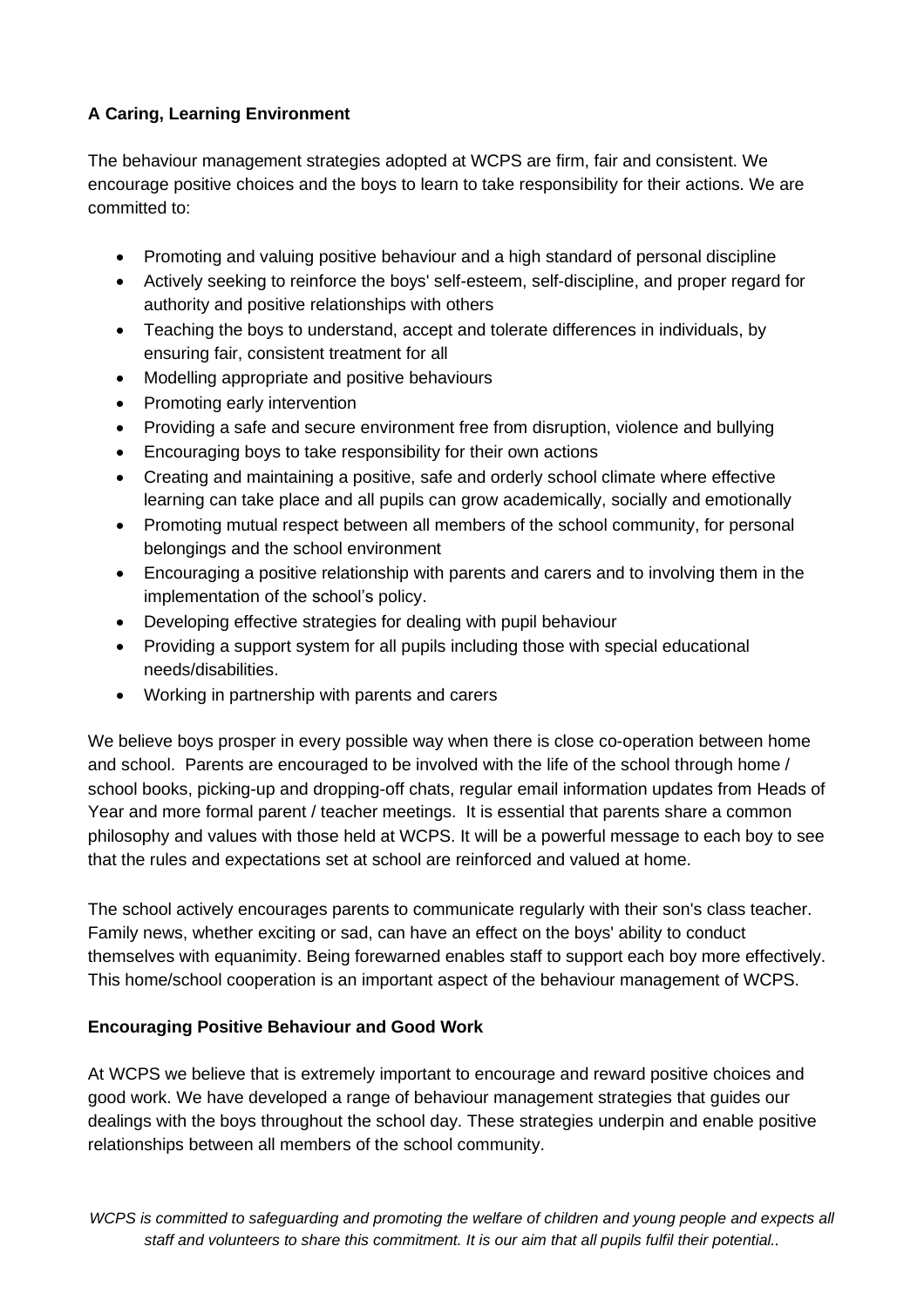**A Caring, Learning Environment**

The behaviour management strategies adopted at WCPS are firm, fair and consistent. We encourage positive choices and the boys to learn to take responsibility for their actions. We are committed to:

- Promoting and valuing positive behaviour and a high standard of personal discipline
- Actively seeking to reinforce the boys' self-esteem, self-discipline, and proper regard for authority and positive relationships with others
- Teaching the boys to understand, accept and tolerate differences in individuals, by ensuring fair, consistent treatment for all
- Modelling appropriate and positive behaviours
- Promoting early intervention
- Providing a safe and secure environment free from disruption, violence and bullying
- Encouraging boys to take responsibility for their own actions
- Creating and maintaining a positive, safe and orderly school climate where effective learning can take place and all pupils can grow academically, socially and emotionally
- Promoting mutual respect between all members of the school community, for personal belongings and the school environment
- Encouraging a positive relationship with parents and carers and to involving them in the implementation of the school's policy.
- Developing effective strategies for dealing with pupil behaviour
- Providing a support system for all pupils including those with special educational needs/disabilities.
- Working in partnership with parents and carers

We believe boys prosper in every possible way when there is close co-operation between home and school. Parents are encouraged to be involved with the life of the school through home / school books, picking-up and dropping-off chats, regular email information updates from Heads of Year and more formal parent / teacher meetings. It is essential that parents share a common philosophy and values with those held at WCPS. It will be a powerful message to each boy to see that the rules and expectations set at school are reinforced and valued at home.

The school actively encourages parents to communicate regularly with their son's class teacher. Family news, whether exciting or sad, can have an effect on the boys' ability to conduct themselves with equanimity. Being forewarned enables staff to support each boy more effectively. This home/school cooperation is an important aspect of the behaviour management of WCPS.

**Encouraging Positive Behaviour and Good Work**

At WCPS we believe that is extremely important to encourage and reward positive choices and good work. We have developed a range of behaviour management strategies that guides our dealings with the boys throughout the school day. These strategies underpin and enable positive relationships between all members of the school community.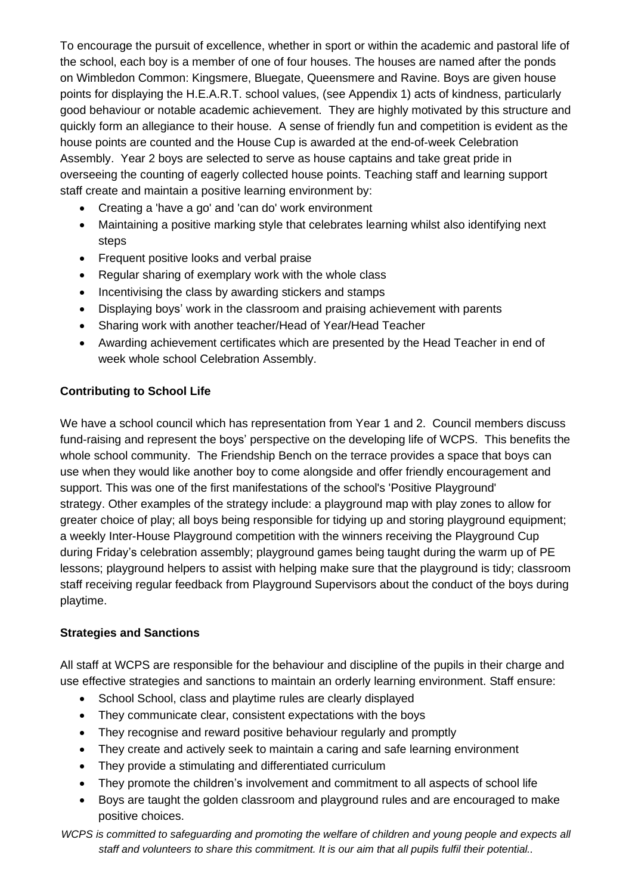To encourage the pursuit of excellence, whether in sport or within the academic and pastoral life of the school, each boy is a member of one of four houses. The houses are named after the ponds on Wimbledon Common: Kingsmere, Bluegate, Queensmere and Ravine. Boys are given house points for displaying the H.E.A.R.T. school values, (see Appendix 1) acts of kindness, particularly good behaviour or notable academic achievement. They are highly motivated by this structure and quickly form an allegiance to their house. A sense of friendly fun and competition is evident as the house points are counted and the House Cup is awarded at the end-of-week Celebration Assembly. Year 2 boys are selected to serve as house captains and take great pride in overseeing the counting of eagerly collected house points. Teaching staff and learning support staff create and maintain a positive learning environment by:

- Creating a 'have a go' and 'can do' work environment
- Maintaining a positive marking style that celebrates learning whilst also identifying next steps
- Frequent positive looks and verbal praise
- Regular sharing of exemplary work with the whole class
- Incentivising the class by awarding stickers and stamps
- Displaying boys' work in the classroom and praising achievement with parents
- Sharing work with another teacher/Head of Year/Head Teacher
- Awarding achievement certificates which are presented by the Head Teacher in end of week whole school Celebration Assembly.

**Contributing to School Life**

We have a school council which has representation from Year 1 and 2. Council members discuss fund-raising and represent the boys' perspective on the developing life of WCPS. This benefits the whole school community. The Friendship Bench on the terrace provides a space that boys can use when they would like another boy to come alongside and offer friendly encouragement and support. This was one of the first manifestations of the school's 'Positive Playground' strategy. Other examples of the strategy include: a playground map with play zones to allow for greater choice of play; all boys being responsible for tidying up and storing playground equipment; a weekly Inter-House Playground competition with the winners receiving the Playground Cup during Friday's celebration assembly; playground games being taught during the warm up of PE lessons; playground helpers to assist with helping make sure that the playground is tidy; classroom staff receiving regular feedback from Playground Supervisors about the conduct of the boys during playtime.

**Strategies and Sanctions**

All staff at WCPS are responsible for the behaviour and discipline of the pupils in their charge and use effective strategies and sanctions to maintain an orderly learning environment. Staff ensure:

- School School, class and playtime rules are clearly displayed
- They communicate clear, consistent expectations with the boys
- They recognise and reward positive behaviour regularly and promptly
- They create and actively seek to maintain a caring and safe learning environment
- They provide a stimulating and differentiated curriculum
- They promote the children's involvement and commitment to all aspects of school life
- Boys are taught the golden classroom and playground rules and are encouraged to make positive choices.

*WCPS is committed to safeguarding and promoting the welfare of children and young people and expects all staff and volunteers to share this commitment. It is our aim that all pupils fulfil their potential..*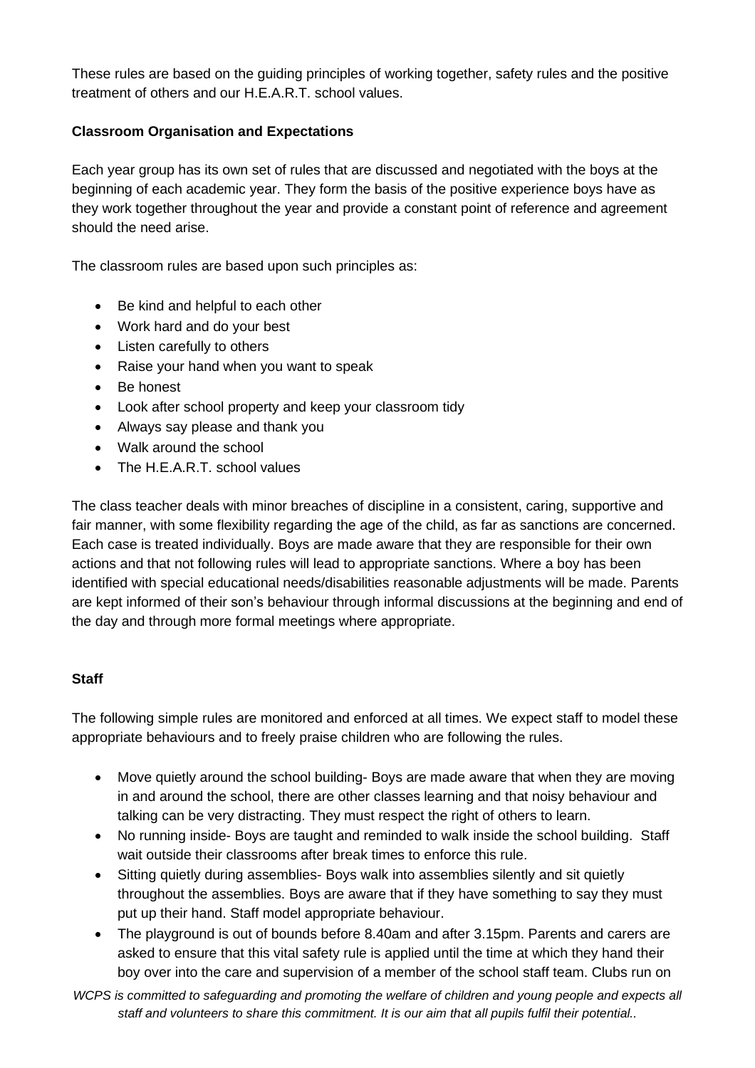These rules are based on the guiding principles of working together, safety rules and the positive treatment of others and our H.E.A.R.T. school values.

**Classroom Organisation and Expectations**

Each year group has its own set of rules that are discussed and negotiated with the boys at the beginning of each academic year. They form the basis of the positive experience boys have as they work together throughout the year and provide a constant point of reference and agreement should the need arise.

The classroom rules are based upon such principles as:

- Be kind and helpful to each other
- Work hard and do your best
- Listen carefully to others
- Raise your hand when you want to speak
- Be honest
- Look after school property and keep your classroom tidy
- Always say please and thank you
- Walk around the school
- The H.E.A.R.T. school values

The class teacher deals with minor breaches of discipline in a consistent, caring, supportive and fair manner, with some flexibility regarding the age of the child, as far as sanctions are concerned. Each case is treated individually. Boys are made aware that they are responsible for their own actions and that not following rules will lead to appropriate sanctions. Where a boy has been identified with special educational needs/disabilities reasonable adjustments will be made. Parents are kept informed of their son's behaviour through informal discussions at the beginning and end of the day and through more formal meetings where appropriate.

**Staff**

The following simple rules are monitored and enforced at all times. We expect staff to model these appropriate behaviours and to freely praise children who are following the rules.

- Move quietly around the school building- Boys are made aware that when they are moving in and around the school, there are other classes learning and that noisy behaviour and talking can be very distracting. They must respect the right of others to learn.
- No running inside- Boys are taught and reminded to walk inside the school building. Staff wait outside their classrooms after break times to enforce this rule.
- Sitting quietly during assemblies- Boys walk into assemblies silently and sit quietly throughout the assemblies. Boys are aware that if they have something to say they must put up their hand. Staff model appropriate behaviour.
- The playground is out of bounds before 8.40am and after 3.15pm. Parents and carers are asked to ensure that this vital safety rule is applied until the time at which they hand their boy over into the care and supervision of a member of the school staff team. Clubs run on

*WCPS is committed to safeguarding and promoting the welfare of children and young people and expects all staff and volunteers to share this commitment. It is our aim that all pupils fulfil their potential..*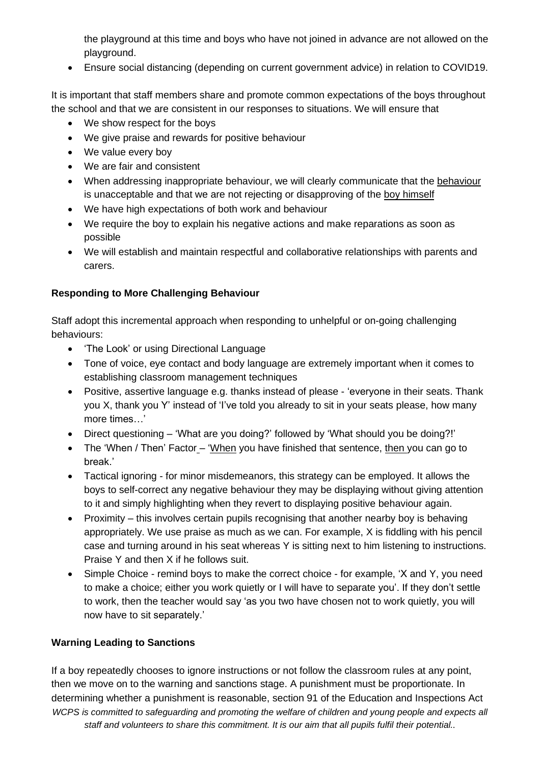the playground at this time and boys who have not joined in advance are not allowed on the playground.

- Ensure social distancing (depending on current government advice) in relation to COVID19.

It is important that staff members share and promote common expectations of the boys throughout the school and that we are consistent in our responses to situations. We will ensure that

- We show respect for the boys
- We give praise and rewards for positive behaviour
- We value every boy
- We are fair and consistent
- When addressing inappropriate behaviour, we will clearly communicate that the behaviour is unacceptable and that we are not rejecting or disapproving of the boy himself
- We have high expectations of both work and behaviour
- We require the boy to explain his negative actions and make reparations as soon as possible
- We will establish and maintain respectful and collaborative relationships with parents and carers.

**Responding to More Challenging Behaviour**

Staff adopt this incremental approach when responding to unhelpful or on-going challenging behaviours:

- 'The Look' or using Directional Language
- Tone of voice, eye contact and body language are extremely important when it comes to establishing classroom management techniques
- Positive, assertive language e.g. thanks instead of please - 'everyone in their seats. Thank you X, thank you Y' instead of 'I've told you already to sit in your seats please, how many more times…'
- Direct questioning – 'What are you doing?' followed by 'What should you be doing?!'
- The 'When / Then' Factor – 'When you have finished that sentence, then you can go to break.'
- Tactical ignoring - for minor misdemeanors, this strategy can be employed. It allows the boys to self-correct any negative behaviour they may be displaying without giving attention to it and simply highlighting when they revert to displaying positive behaviour again.
- Proximity – this involves certain pupils recognising that another nearby boy is behaving appropriately. We use praise as much as we can. For example, X is fiddling with his pencil case and turning around in his seat whereas Y is sitting next to him listening to instructions. Praise Y and then X if he follows suit.
- Simple Choice - remind boys to make the correct choice - for example, 'X and Y, you need to make a choice; either you work quietly or I will have to separate you'. If they don't settle to work, then the teacher would say 'as you two have chosen not to work quietly, you will now have to sit separately.'

**Warning Leading to Sanctions**

If a boy repeatedly chooses to ignore instructions or not follow the classroom rules at any point, then we move on to the warning and sanctions stage. A punishment must be proportionate. In determining whether a punishment is reasonable, section 91 of the Education and Inspections Act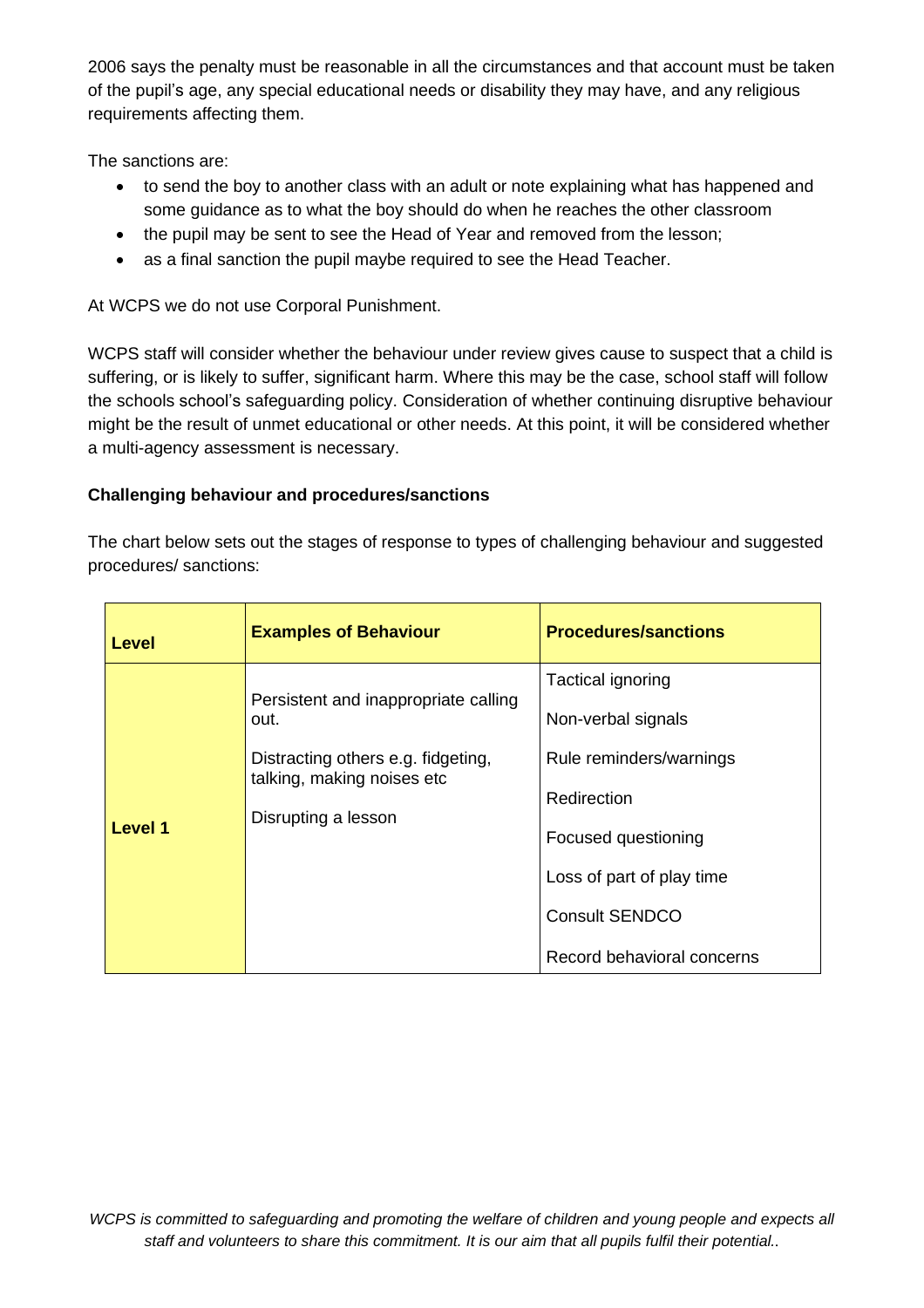2006 says the penalty must be reasonable in all the circumstances and that account must be taken of the pupil's age, any special educational needs or disability they may have, and any religious requirements affecting them.

The sanctions are:

- to send the boy to another class with an adult or note explaining what has happened and some guidance as to what the boy should do when he reaches the other classroom
- the pupil may be sent to see the Head of Year and removed from the lesson;
- as a final sanction the pupil maybe required to see the Head Teacher.

At WCPS we do not use Corporal Punishment.

WCPS staff will consider whether the behaviour under review gives cause to suspect that a child is suffering, or is likely to suffer, significant harm. Where this may be the case, school staff will follow the schools school's safeguarding policy. Consideration of whether continuing disruptive behaviour might be the result of unmet educational or other needs. At this point, it will be considered whether a multi-agency assessment is necessary.

**Challenging behaviour and procedures/sanctions**

The chart below sets out the stages of response to types of challenging behaviour and suggested procedures/ sanctions:

| **Level** | **Examples of Behaviour** | **Procedures/sanctions** |
|---|---|---|
| **Level 1** | Persistent and inappropriate calling out.<br><br>Distracting others e.g. fidgeting, talking, making noises etc<br><br>Disrupting a lesson | Tactical ignoring<br><br>Non-verbal signals<br><br>Rule reminders/warnings<br><br>Redirection<br><br>Focused questioning<br><br>Loss of part of play time<br><br>Consult SENDCO<br><br>Record behavioral concerns |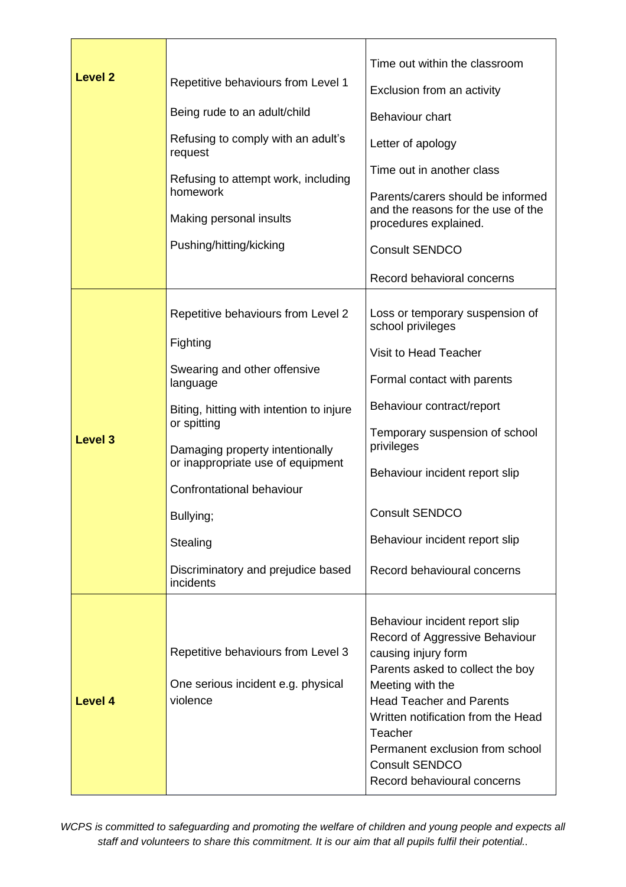| | | |
|---|---|---|
| **Level 2** | Repetitive behaviours from Level 1<br><br>Being rude to an adult/child<br><br>Refusing to comply with an adult's request<br><br>Refusing to attempt work, including homework<br><br>Making personal insults<br><br>Pushing/hitting/kicking | Time out within the classroom<br><br>Exclusion from an activity<br><br>Behaviour chart<br><br>Letter of apology<br><br>Time out in another class<br><br>Parents/carers should be informed and the reasons for the use of the procedures explained.<br><br>Consult SENDCO<br><br>Record behavioral concerns |
| **Level 3** | Repetitive behaviours from Level 2<br><br>Fighting<br><br>Swearing and other offensive language<br><br>Biting, hitting with intention to injure or spitting<br><br>Damaging property intentionally or inappropriate use of equipment<br><br>Confrontational behaviour<br><br>Bullying;<br><br>Stealing<br><br>Discriminatory and prejudice based incidents | Loss or temporary suspension of school privileges<br><br>Visit to Head Teacher<br><br>Formal contact with parents<br><br>Behaviour contract/report<br><br>Temporary suspension of school privileges<br><br>Behaviour incident report slip<br><br>Consult SENDCO<br><br>Behaviour incident report slip<br><br>Record behavioural concerns |
| **Level 4** | Repetitive behaviours from Level 3<br><br>One serious incident e.g. physical violence | Behaviour incident report slip<br>Record of Aggressive Behaviour causing injury form<br>Parents asked to collect the boy<br>Meeting with the<br>Head Teacher and Parents<br>Written notification from the Head Teacher<br>Permanent exclusion from school<br>Consult SENDCO<br>Record behavioural concerns |

*WCPS is committed to safeguarding and promoting the welfare of children and young people and expects all staff and volunteers to share this commitment. It is our aim that all pupils fulfil their potential..*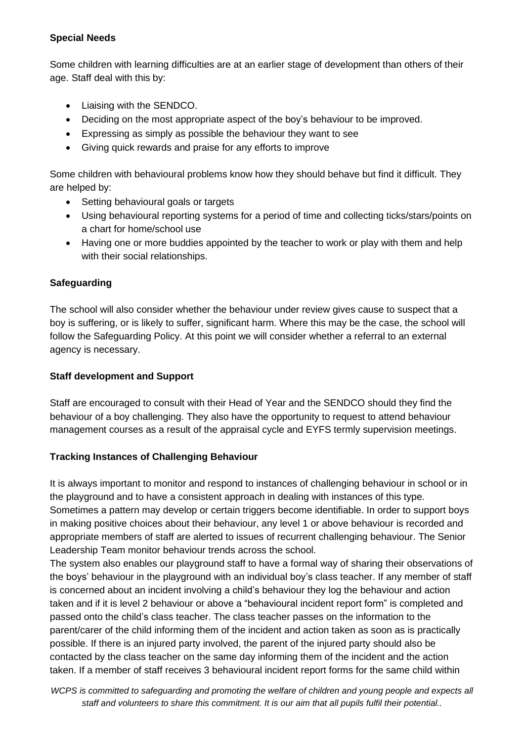**Special Needs**

Some children with learning difficulties are at an earlier stage of development than others of their age. Staff deal with this by:

- Liaising with the SENDCO.
- Deciding on the most appropriate aspect of the boy's behaviour to be improved.
- Expressing as simply as possible the behaviour they want to see
- Giving quick rewards and praise for any efforts to improve

Some children with behavioural problems know how they should behave but find it difficult. They are helped by:

- Setting behavioural goals or targets
- Using behavioural reporting systems for a period of time and collecting ticks/stars/points on a chart for home/school use
- Having one or more buddies appointed by the teacher to work or play with them and help with their social relationships.

**Safeguarding**

The school will also consider whether the behaviour under review gives cause to suspect that a boy is suffering, or is likely to suffer, significant harm. Where this may be the case, the school will follow the Safeguarding Policy. At this point we will consider whether a referral to an external agency is necessary.

**Staff development and Support**

Staff are encouraged to consult with their Head of Year and the SENDCO should they find the behaviour of a boy challenging. They also have the opportunity to request to attend behaviour management courses as a result of the appraisal cycle and EYFS termly supervision meetings.

**Tracking Instances of Challenging Behaviour**

It is always important to monitor and respond to instances of challenging behaviour in school or in the playground and to have a consistent approach in dealing with instances of this type. Sometimes a pattern may develop or certain triggers become identifiable. In order to support boys in making positive choices about their behaviour, any level 1 or above behaviour is recorded and appropriate members of staff are alerted to issues of recurrent challenging behaviour. The Senior Leadership Team monitor behaviour trends across the school.

The system also enables our playground staff to have a formal way of sharing their observations of the boys' behaviour in the playground with an individual boy's class teacher. If any member of staff is concerned about an incident involving a child's behaviour they log the behaviour and action taken and if it is level 2 behaviour or above a "behavioural incident report form" is completed and passed onto the child's class teacher. The class teacher passes on the information to the parent/carer of the child informing them of the incident and action taken as soon as is practically possible. If there is an injured party involved, the parent of the injured party should also be contacted by the class teacher on the same day informing them of the incident and the action taken. If a member of staff receives 3 behavioural incident report forms for the same child within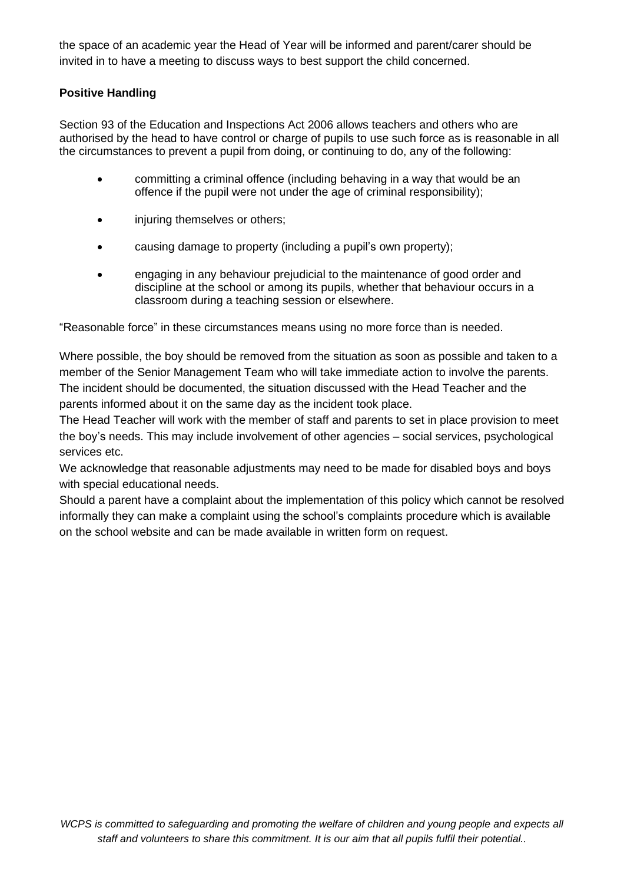the space of an academic year the Head of Year will be informed and parent/carer should be invited in to have a meeting to discuss ways to best support the child concerned.

**Positive Handling**

Section 93 of the Education and Inspections Act 2006 allows teachers and others who are authorised by the head to have control or charge of pupils to use such force as is reasonable in all the circumstances to prevent a pupil from doing, or continuing to do, any of the following:

- committing a criminal offence (including behaving in a way that would be an offence if the pupil were not under the age of criminal responsibility);
- injuring themselves or others;
- causing damage to property (including a pupil's own property);
- engaging in any behaviour prejudicial to the maintenance of good order and discipline at the school or among its pupils, whether that behaviour occurs in a classroom during a teaching session or elsewhere.

"Reasonable force" in these circumstances means using no more force than is needed.

Where possible, the boy should be removed from the situation as soon as possible and taken to a member of the Senior Management Team who will take immediate action to involve the parents. The incident should be documented, the situation discussed with the Head Teacher and the parents informed about it on the same day as the incident took place.

The Head Teacher will work with the member of staff and parents to set in place provision to meet the boy's needs. This may include involvement of other agencies – social services, psychological services etc.

We acknowledge that reasonable adjustments may need to be made for disabled boys and boys with special educational needs.

Should a parent have a complaint about the implementation of this policy which cannot be resolved informally they can make a complaint using the school's complaints procedure which is available on the school website and can be made available in written form on request.

*WCPS is committed to safeguarding and promoting the welfare of children and young people and expects all staff and volunteers to share this commitment. It is our aim that all pupils fulfil their potential..*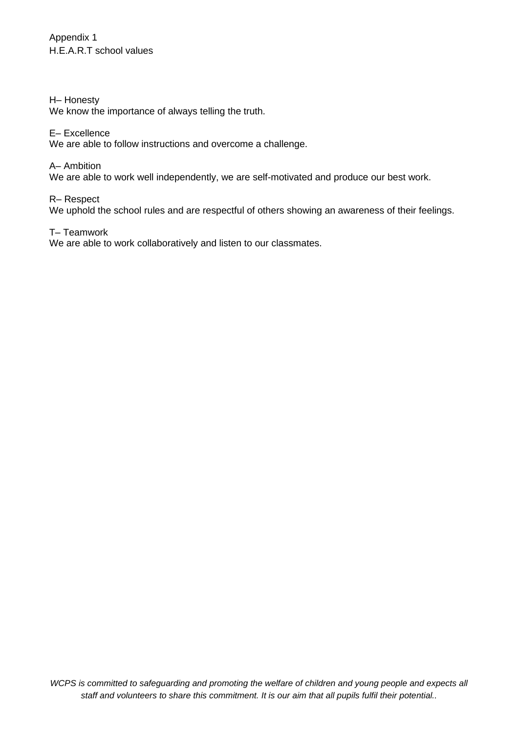Appendix 1
H.E.A.R.T school values

H– Honesty
We know the importance of always telling the truth.

E– Excellence
We are able to follow instructions and overcome a challenge.

A– Ambition
We are able to work well independently, we are self-motivated and produce our best work.

R– Respect
We uphold the school rules and are respectful of others showing an awareness of their feelings.

T– Teamwork
We are able to work collaboratively and listen to our classmates.